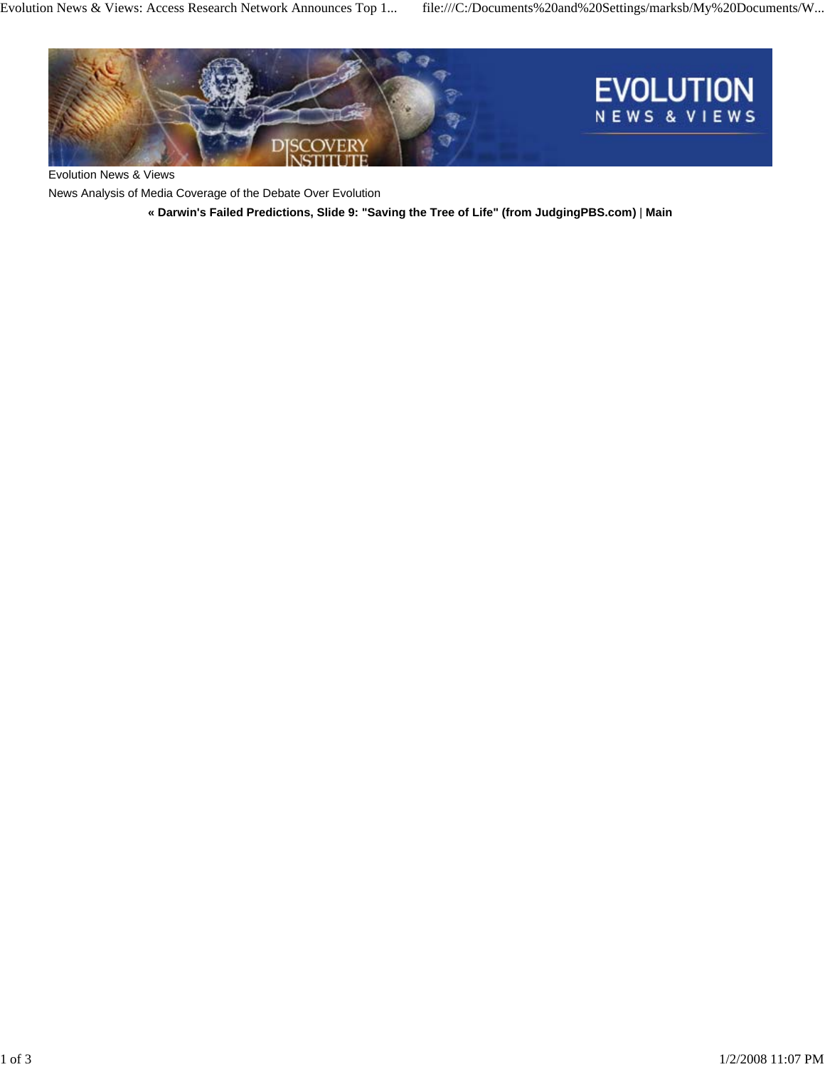Evolution News & Views

News Analysis of Media Coverage of the Debate Over Evolution

**« Darwin's Failed Predictions, Slide 9: "Saving the Tree of Life" (from JudgingPBS.com)** | **Main**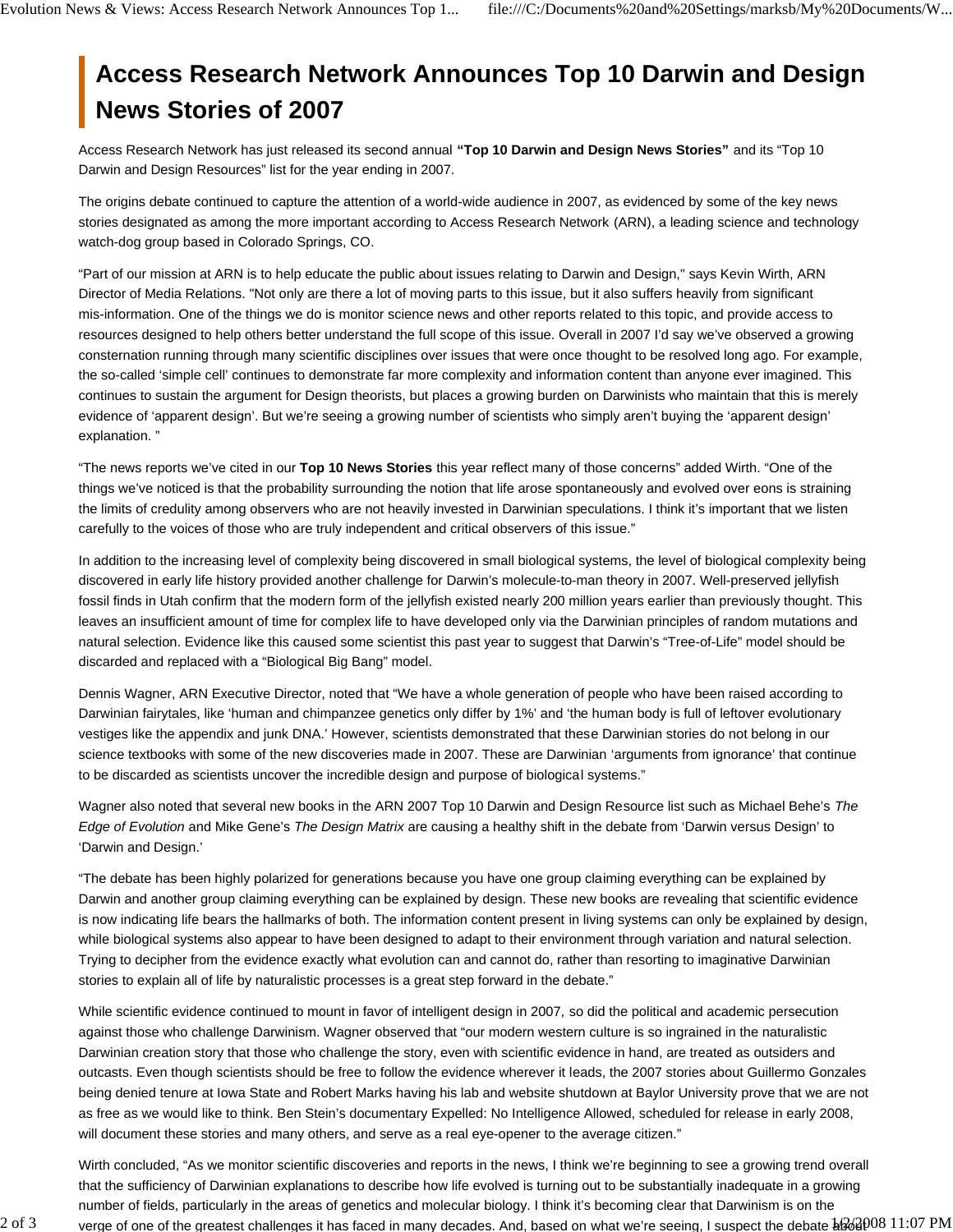# Access Research Network Announces Top 10 Darwin and Design News Stories of 2007

Access Research Network has just released its second annual **"Top 10 Darwin and Design News Stories"** and its "Top 10 Darwin and Design Resources" list for the year ending in 2007.

The origins debate continued to capture the attention of a world-wide audience in 2007, as evidenced by some of the key news stories designated as among the more important according to Access Research Network (ARN), a leading science and technology watch-dog group based in Colorado Springs, CO.

"Part of our mission at ARN is to help educate the public about issues relating to Darwin and Design," says Kevin Wirth, ARN Director of Media Relations. "Not only are there a lot of moving parts to this issue, but it also suffers heavily from significant mis-information. One of the things we do is monitor science news and other reports related to this topic, and provide access to resources designed to help others better understand the full scope of this issue. Overall in 2007 I'd say we've observed a growing consternation running through many scientific disciplines over issues that were once thought to be resolved long ago. For example, the so-called 'simple cell' continues to demonstrate far more complexity and information content than anyone ever imagined. This continues to sustain the argument for Design theorists, but places a growing burden on Darwinists who maintain that this is merely evidence of 'apparent design'. But we're seeing a growing number of scientists who simply aren't buying the 'apparent design' explanation. "

"The news reports we've cited in our **Top 10 News Stories** this year reflect many of those concerns" added Wirth. "One of the things we've noticed is that the probability surrounding the notion that life arose spontaneously and evolved over eons is straining the limits of credulity among observers who are not heavily invested in Darwinian speculations. I think it's important that we listen carefully to the voices of those who are truly independent and critical observers of this issue."

In addition to the increasing level of complexity being discovered in small biological systems, the level of biological complexity being discovered in early life history provided another challenge for Darwin's molecule-to-man theory in 2007. Well-preserved jellyfish fossil finds in Utah confirm that the modern form of the jellyfish existed nearly 200 million years earlier than previously thought. This leaves an insufficient amount of time for complex life to have developed only via the Darwinian principles of random mutations and natural selection. Evidence like this caused some scientist this past year to suggest that Darwin's "Tree-of-Life" model should be discarded and replaced with a "Biological Big Bang" model.

Dennis Wagner, ARN Executive Director, noted that "We have a whole generation of people who have been raised according to Darwinian fairytales, like 'human and chimpanzee genetics only differ by 1%' and 'the human body is full of leftover evolutionary vestiges like the appendix and junk DNA.' However, scientists demonstrated that these Darwinian stories do not belong in our science textbooks with some of the new discoveries made in 2007. These are Darwinian 'arguments from ignorance' that continue to be discarded as scientists uncover the incredible design and purpose of biological systems."

Wagner also noted that several new books in the ARN 2007 Top 10 Darwin and Design Resource list such as Michael Behe's *The Edge of Evolution* and Mike Gene's *The Design Matrix* are causing a healthy shift in the debate from 'Darwin versus Design' to 'Darwin and Design.'

"The debate has been highly polarized for generations because you have one group claiming everything can be explained by Darwin and another group claiming everything can be explained by design. These new books are revealing that scientific evidence is now indicating life bears the hallmarks of both. The information content present in living systems can only be explained by design, while biological systems also appear to have been designed to adapt to their environment through variation and natural selection. Trying to decipher from the evidence exactly what evolution can and cannot do, rather than resorting to imaginative Darwinian stories to explain all of life by naturalistic processes is a great step forward in the debate."

While scientific evidence continued to mount in favor of intelligent design in 2007, so did the political and academic persecution against those who challenge Darwinism. Wagner observed that "our modern western culture is so ingrained in the naturalistic Darwinian creation story that those who challenge the story, even with scientific evidence in hand, are treated as outsiders and outcasts. Even though scientists should be free to follow the evidence wherever it leads, the 2007 stories about Guillermo Gonzales being denied tenure at Iowa State and Robert Marks having his lab and website shutdown at Baylor University prove that we are not as free as we would like to think. Ben Stein's documentary Expelled: No Intelligence Allowed, scheduled for release in early 2008, will document these stories and many others, and serve as a real eye-opener to the average citizen."

Wirth concluded, "As we monitor scientific discoveries and reports in the news, I think we're beginning to see a growing trend overall that the sufficiency of Darwinian explanations to describe how life evolved is turning out to be substantially inadequate in a growing number of fields, particularly in the areas of genetics and molecular biology. I think it's becoming clear that Darwinism is on the verge of one of the greatest challenges it has faced in many decades. And, based on what we're seeing, I suspect the debate about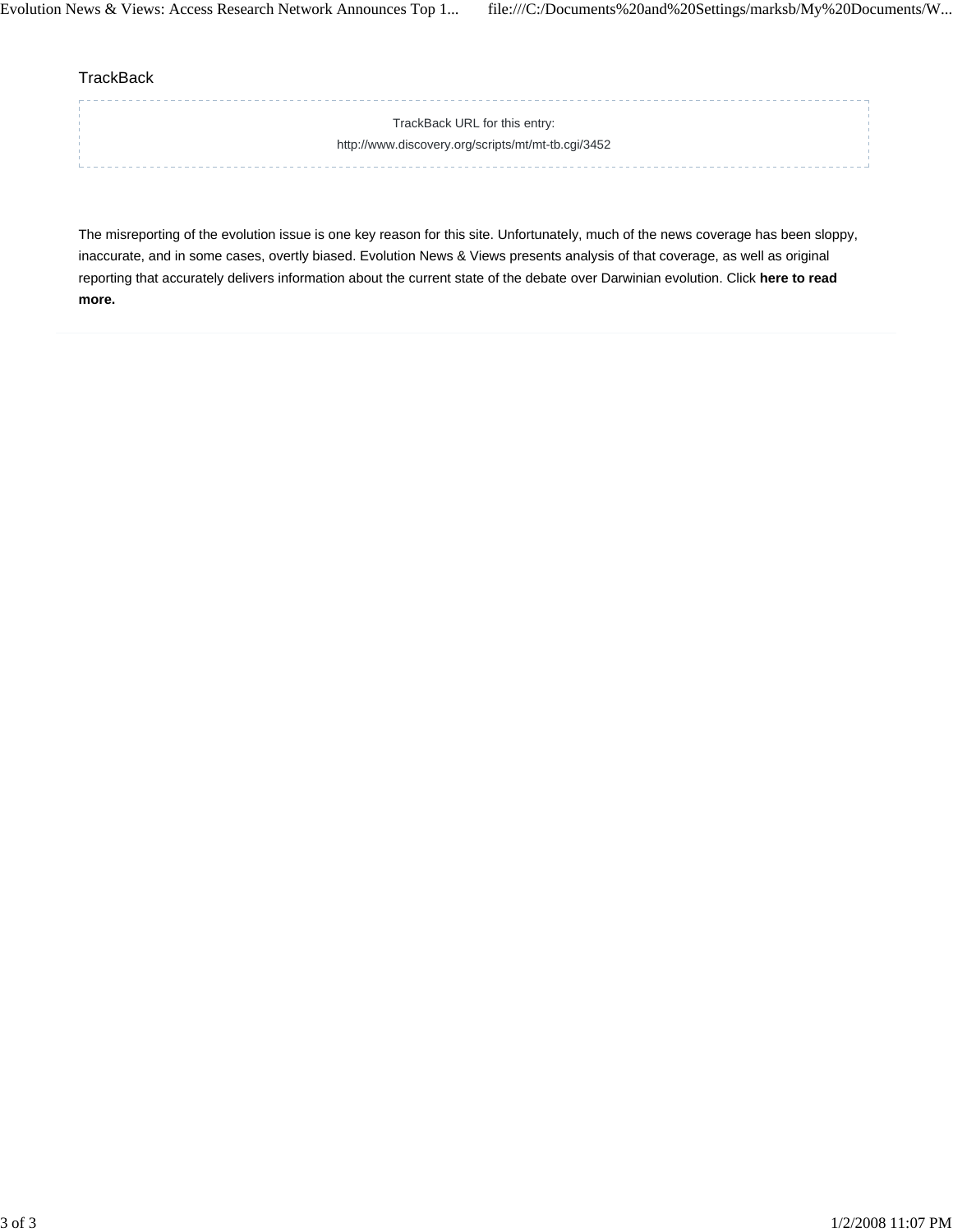## TrackBack

TrackBack URL for this entry:
http://www.discovery.org/scripts/mt/mt-tb.cgi/3452

The misreporting of the evolution issue is one key reason for this site. Unfortunately, much of the news coverage has been sloppy, inaccurate, and in some cases, overtly biased. Evolution News & Views presents analysis of that coverage, as well as original reporting that accurately delivers information about the current state of the debate over Darwinian evolution. Click **here to read more.**